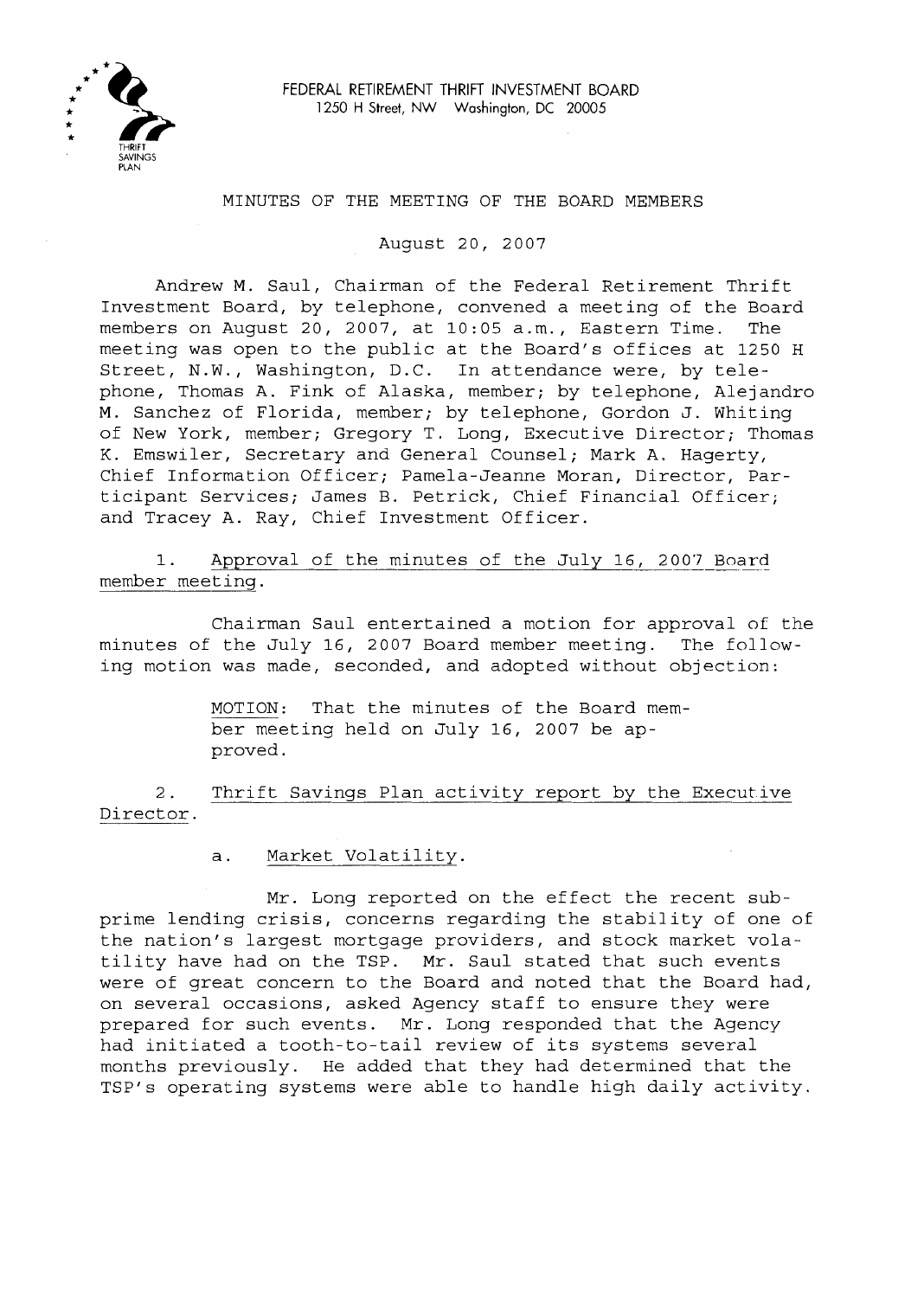FEDERAL RETIREMENT THRIFT INVESTMENT BOARD
1250 H Street, NW Washington, DC 20005

# MINUTES OF THE MEETING OF THE BOARD MEMBERS

August 20, 2007

Andrew M. Saul, Chairman of the Federal Retirement Thrift Investment Board, by telephone, convened a meeting of the Board members on August 20, 2007, at 10:05 a.m., Eastern Time. The meeting was open to the public at the Board's offices at 1250 H Street, N.W., Washington, D.C. In attendance were, by telephone, Thomas A. Fink of Alaska, member; by telephone, Alejandro M. Sanchez of Florida, member; by telephone, Gordon J. Whiting of New York, member; Gregory T. Long, Executive Director; Thomas K. Emswiler, Secretary and General Counsel; Mark A. Hagerty, Chief Information Officer; Pamela-Jeanne Moran, Director, Participant Services; James B. Petrick, Chief Financial Officer; and Tracey A. Ray, Chief Investment Officer.

1. Approval of the minutes of the July 16, 2007 Board member meeting.

Chairman Saul entertained a motion for approval of the minutes of the July 16, 2007 Board member meeting. The following motion was made, seconded, and adopted without objection:

> MOTION: That the minutes of the Board member meeting held on July 16, 2007 be approved.

2. Thrift Savings Plan activity report by the Executive Director.

a. Market Volatility.

Mr. Long reported on the effect the recent subprime lending crisis, concerns regarding the stability of one of the nation's largest mortgage providers, and stock market volatility have had on the TSP. Mr. Saul stated that such events were of great concern to the Board and noted that the Board had, on several occasions, asked Agency staff to ensure they were prepared for such events. Mr. Long responded that the Agency had initiated a tooth-to-tail review of its systems several months previously. He added that they had determined that the TSP's operating systems were able to handle high daily activity.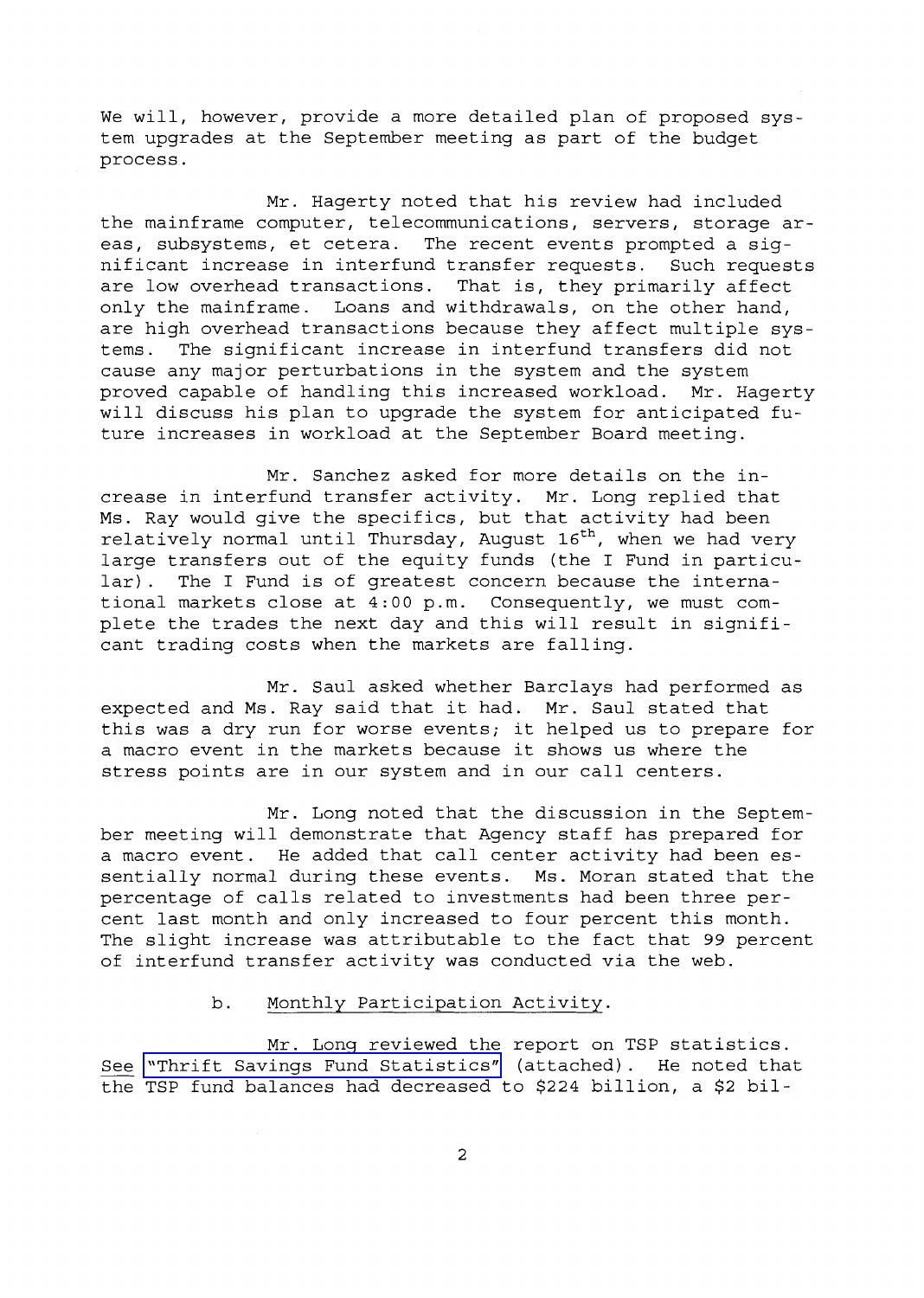We will, however, provide a more detailed plan of proposed system upgrades at the September meeting as part of the budget process.

Mr. Hagerty noted that his review had included the mainframe computer, telecommunications, servers, storage areas, subsystems, et cetera. The recent events prompted a significant increase in interfund transfer requests. Such requests are low overhead transactions. That is, they primarily affect only the mainframe. Loans and withdrawals, on the other hand, are high overhead transactions because they affect multiple systems. The significant increase in interfund transfers did not cause any major perturbations in the system and the system proved capable of handling this increased workload. Mr. Hagerty will discuss his plan to upgrade the system for anticipated future increases in workload at the September Board meeting.

Mr. Sanchez asked for more details on the increase in interfund transfer activity. Mr. Long replied that Ms. Ray would give the specifics, but that activity had been relatively normal until Thursday, August 16th, when we had very large transfers out of the equity funds (the I Fund in particular). The I Fund is of greatest concern because the international markets close at 4:00 p.m. Consequently, we must complete the trades the next day and this will result in significant trading costs when the markets are falling.

Mr. Saul asked whether Barclays had performed as expected and Ms. Ray said that it had. Mr. Saul stated that this was a dry run for worse events; it helped us to prepare for a macro event in the markets because it shows us where the stress points are in our system and in our call centers.

Mr. Long noted that the discussion in the September meeting will demonstrate that Agency staff has prepared for a macro event. He added that call center activity had been essentially normal during these events. Ms. Moran stated that the percentage of calls related to investments had been three percent last month and only increased to four percent this month. The slight increase was attributable to the fact that 99 percent of interfund transfer activity was conducted via the web.

b. Monthly Participation Activity.

Mr. Long reviewed the report on TSP statistics. See "Thrift Savings Fund Statistics" (attached). He noted that the TSP fund balances had decreased to \$224 billion, a \$2 bil-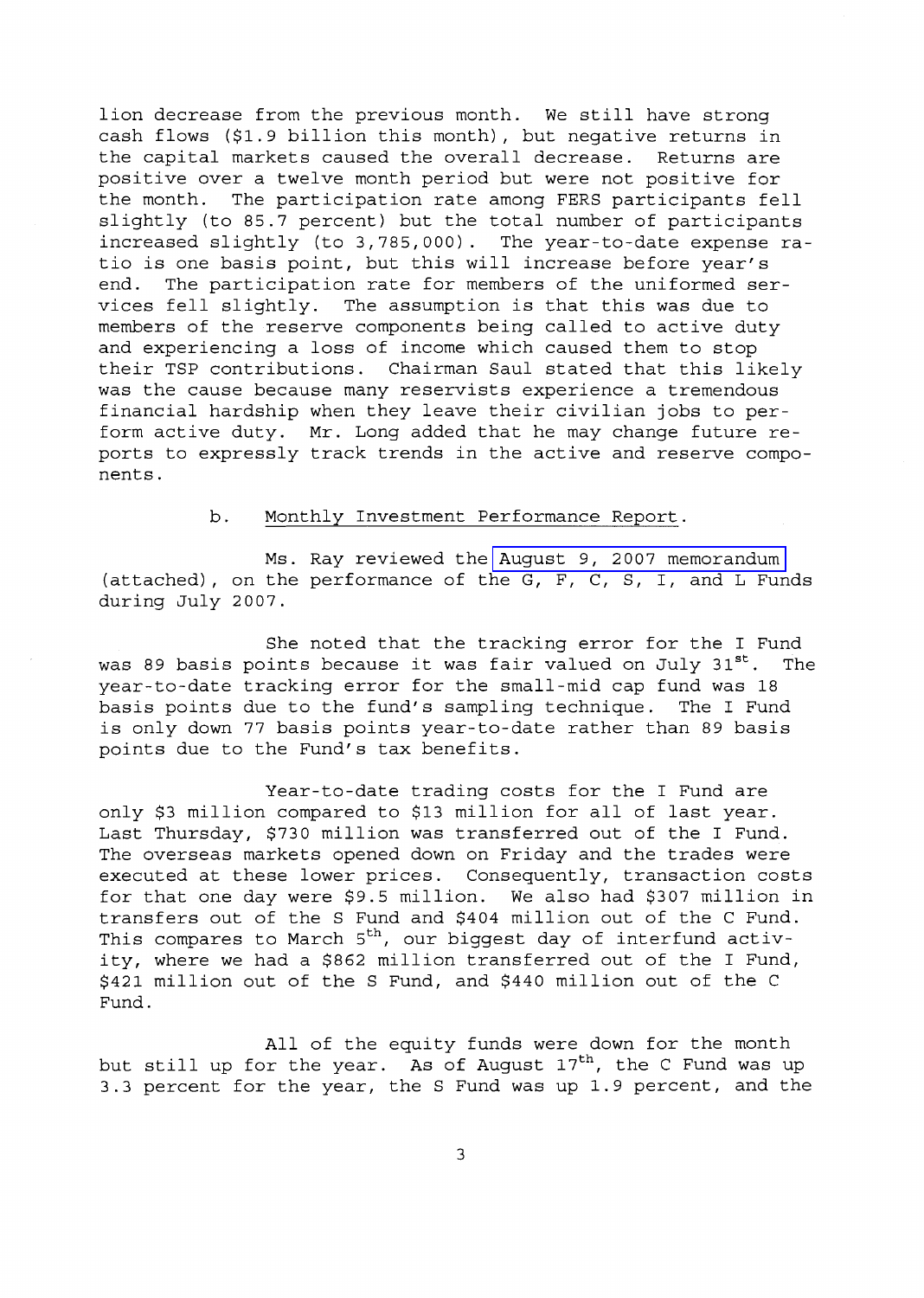lion decrease from the previous month. We still have strong cash flows ($1.9 billion this month), but negative returns in the capital markets caused the overall decrease. Returns are positive over a twelve month period but were not positive for the month. The participation rate among FERS participants fell slightly (to 85.7 percent) but the total number of participants increased slightly (to 3,785,000). The year-to-date expense ratio is one basis point, but this will increase before year's end. The participation rate for members of the uniformed services fell slightly. The assumption is that this was due to members of the reserve components being called to active duty and experiencing a loss of income which caused them to stop their TSP contributions. Chairman Saul stated that this likely was the cause because many reservists experience a tremendous financial hardship when they leave their civilian jobs to perform active duty. Mr. Long added that he may change future reports to expressly track trends in the active and reserve components.

b. Monthly Investment Performance Report.

Ms. Ray reviewed the August 9, 2007 memorandum (attached), on the performance of the G, F, C, S, I, and L Funds during July 2007.

She noted that the tracking error for the I Fund was 89 basis points because it was fair valued on July 31st. The year-to-date tracking error for the small-mid cap fund was 18 basis points due to the fund's sampling technique. The I Fund is only down 77 basis points year-to-date rather than 89 basis points due to the Fund's tax benefits.

Year-to-date trading costs for the I Fund are only $3 million compared to $13 million for all of last year. Last Thursday, $730 million was transferred out of the I Fund. The overseas markets opened down on Friday and the trades were executed at these lower prices. Consequently, transaction costs for that one day were $9.5 million. We also had $307 million in transfers out of the S Fund and $404 million out of the C Fund. This compares to March 5th, our biggest day of interfund activity, where we had a $862 million transferred out of the I Fund, $421 million out of the S Fund, and $440 million out of the C Fund.

All of the equity funds were down for the month but still up for the year. As of August 17th, the C Fund was up 3.3 percent for the year, the S Fund was up 1.9 percent, and the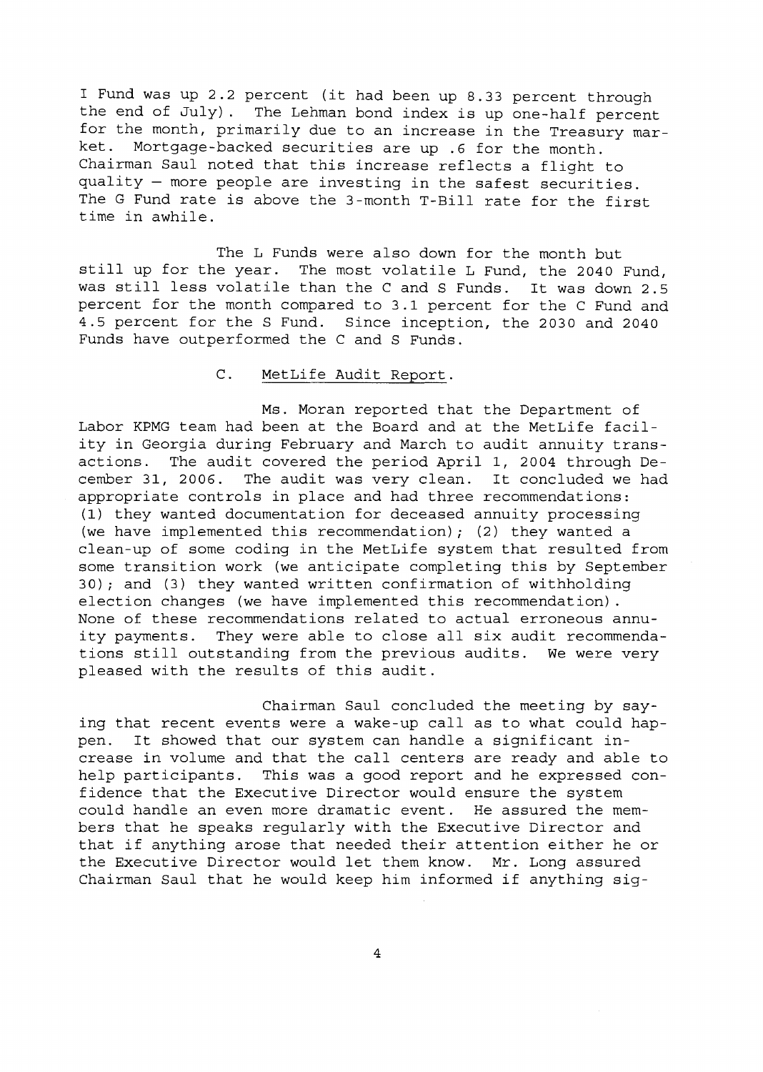I Fund was up 2.2 percent (it had been up 8.33 percent through the end of July). The Lehman bond index is up one-half percent for the month, primarily due to an increase in the Treasury market. Mortgage-backed securities are up .6 for the month. Chairman Saul noted that this increase reflects a flight to quality – more people are investing in the safest securities. The G Fund rate is above the 3-month T-Bill rate for the first time in awhile.

The L Funds were also down for the month but still up for the year. The most volatile L Fund, the 2040 Fund, was still less volatile than the C and S Funds. It was down 2.5 percent for the month compared to 3.1 percent for the C Fund and 4.5 percent for the S Fund. Since inception, the 2030 and 2040 Funds have outperformed the C and S Funds.

### C. MetLife Audit Report.

Ms. Moran reported that the Department of Labor KPMG team had been at the Board and at the MetLife facility in Georgia during February and March to audit annuity transactions. The audit covered the period April 1, 2004 through December 31, 2006. The audit was very clean. It concluded we had appropriate controls in place and had three recommendations: (1) they wanted documentation for deceased annuity processing (we have implemented this recommendation); (2) they wanted a clean-up of some coding in the MetLife system that resulted from some transition work (we anticipate completing this by September 30); and (3) they wanted written confirmation of withholding election changes (we have implemented this recommendation). None of these recommendations related to actual erroneous annuity payments. They were able to close all six audit recommendations still outstanding from the previous audits. We were very pleased with the results of this audit.

Chairman Saul concluded the meeting by saying that recent events were a wake-up call as to what could happen. It showed that our system can handle a significant increase in volume and that the call centers are ready and able to help participants. This was a good report and he expressed confidence that the Executive Director would ensure the system could handle an even more dramatic event. He assured the members that he speaks regularly with the Executive Director and that if anything arose that needed their attention either he or the Executive Director would let them know. Mr. Long assured Chairman Saul that he would keep him informed if anything sig-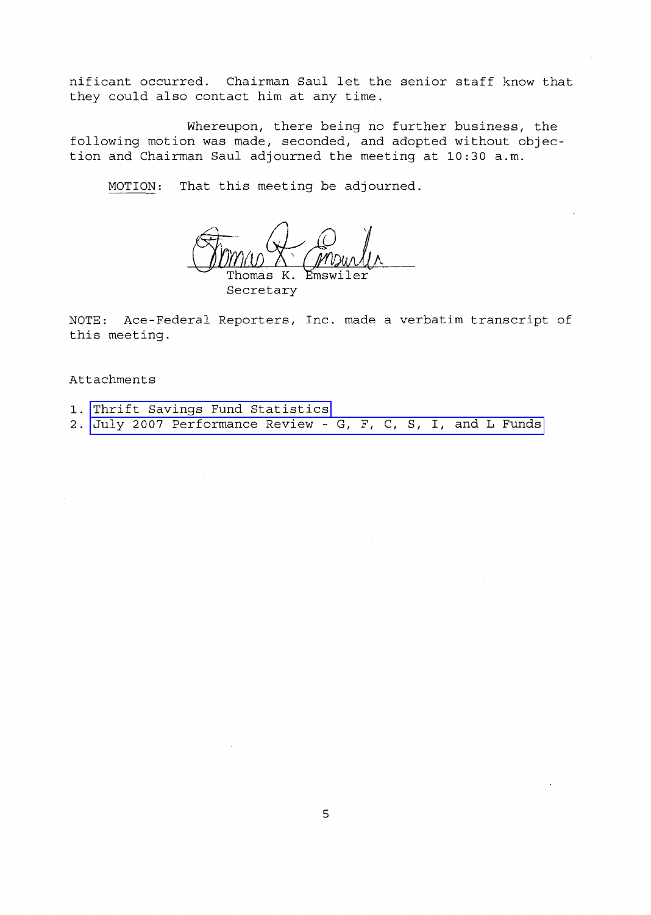nificant occurred. Chairman Saul let the senior staff know that they could also contact him at any time.

Whereupon, there being no further business, the following motion was made, seconded, and adopted without objection and Chairman Saul adjourned the meeting at 10:30 a.m.

MOTION: That this meeting be adjourned.

Thomas K. Emswiler
Secretary

NOTE: Ace-Federal Reporters, Inc. made a verbatim transcript of this meeting.

Attachments

1. Thrift Savings Fund Statistics
2. July 2007 Performance Review - G, F, C, S, I, and L Funds